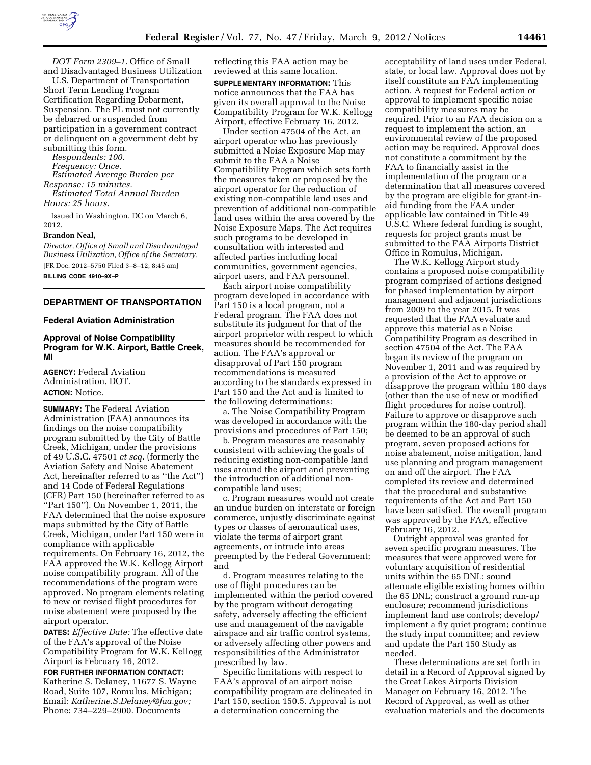*DOT Form 2309–1.* Office of Small and Disadvantaged Business Utilization U.S. Department of Transportation Short Term Lending Program Certification Regarding Debarment, Suspension. The PL must not currently be debarred or suspended from participation in a government contract or delinquent on a government debt by submitting this form.

*Respondents: 100.*

*Frequency: Once.*

*Estimated Average Burden per Response: 15 minutes.*

*Estimated Total Annual Burden Hours: 25 hours.*

Issued in Washington, DC on March 6, 2012.

**Brandon Neal,**

*Director, Office of Small and Disadvantaged Business Utilization, Office of the Secretary.*

[FR Doc. 2012–5750 Filed 3–8–12; 8:45 am]

**BILLING CODE 4910–9X–P**

## DEPARTMENT OF TRANSPORTATION

### Federal Aviation Administration

### Approval of Noise Compatibility Program for W.K. Airport, Battle Creek, MI

**AGENCY:** Federal Aviation Administration, DOT.

**ACTION:** Notice.

**SUMMARY:** The Federal Aviation Administration (FAA) announces its findings on the noise compatibility program submitted by the City of Battle Creek, Michigan, under the provisions of 49 U.S.C. 47501 *et seq.* (formerly the Aviation Safety and Noise Abatement Act, hereinafter referred to as ''the Act'') and 14 Code of Federal Regulations (CFR) Part 150 (hereinafter referred to as ''Part 150''). On November 1, 2011, the FAA determined that the noise exposure maps submitted by the City of Battle Creek, Michigan, under Part 150 were in compliance with applicable requirements. On February 16, 2012, the FAA approved the W.K. Kellogg Airport noise compatibility program. All of the recommendations of the program were approved. No program elements relating to new or revised flight procedures for noise abatement were proposed by the airport operator.

**DATES:** *Effective Date:* The effective date of the FAA's approval of the Noise Compatibility Program for W.K. Kellogg Airport is February 16, 2012.

**FOR FURTHER INFORMATION CONTACT:** Katherine S. Delaney, 11677 S. Wayne Road, Suite 107, Romulus, Michigan; Email: *Katherine.S.Delaney@faa.gov;* Phone: 734–229–2900. Documents reflecting this FAA action may be reviewed at this same location.

**SUPPLEMENTARY INFORMATION:** This notice announces that the FAA has given its overall approval to the Noise Compatibility Program for W.K. Kellogg Airport, effective February 16, 2012.

Under section 47504 of the Act, an airport operator who has previously submitted a Noise Exposure Map may submit to the FAA a Noise Compatibility Program which sets forth the measures taken or proposed by the airport operator for the reduction of existing non-compatible land uses and prevention of additional non-compatible land uses within the area covered by the Noise Exposure Maps. The Act requires such programs to be developed in consultation with interested and affected parties including local communities, government agencies, airport users, and FAA personnel.

Each airport noise compatibility program developed in accordance with Part 150 is a local program, not a Federal program. The FAA does not substitute its judgment for that of the airport proprietor with respect to which measures should be recommended for action. The FAA's approval or disapproval of Part 150 program recommendations is measured according to the standards expressed in Part 150 and the Act and is limited to the following determinations:

a. The Noise Compatibility Program was developed in accordance with the provisions and procedures of Part 150;

b. Program measures are reasonably consistent with achieving the goals of reducing existing non-compatible land uses around the airport and preventing the introduction of additional non-compatible land uses;

c. Program measures would not create an undue burden on interstate or foreign commerce, unjustly discriminate against types or classes of aeronautical uses, violate the terms of airport grant agreements, or intrude into areas preempted by the Federal Government; and

d. Program measures relating to the use of flight procedures can be implemented within the period covered by the program without derogating safety, adversely affecting the efficient use and management of the navigable airspace and air traffic control systems, or adversely affecting other powers and responsibilities of the Administrator prescribed by law.

Specific limitations with respect to FAA's approval of an airport noise compatibility program are delineated in Part 150, section 150.5. Approval is not a determination concerning the acceptability of land uses under Federal, state, or local law. Approval does not by itself constitute an FAA implementing action. A request for Federal action or approval to implement specific noise compatibility measures may be required. Prior to an FAA decision on a request to implement the action, an environmental review of the proposed action may be required. Approval does not constitute a commitment by the FAA to financially assist in the implementation of the program or a determination that all measures covered by the program are eligible for grant-in-aid funding from the FAA under applicable law contained in Title 49 U.S.C. Where federal funding is sought, requests for project grants must be submitted to the FAA Airports District Office in Romulus, Michigan.

The W.K. Kellogg Airport study contains a proposed noise compatibility program comprised of actions designed for phased implementation by airport management and adjacent jurisdictions from 2009 to the year 2015. It was requested that the FAA evaluate and approve this material as a Noise Compatibility Program as described in section 47504 of the Act. The FAA began its review of the program on November 1, 2011 and was required by a provision of the Act to approve or disapprove the program within 180 days (other than the use of new or modified flight procedures for noise control). Failure to approve or disapprove such program within the 180-day period shall be deemed to be an approval of such program, seven proposed actions for noise abatement, noise mitigation, land use planning and program management on and off the airport. The FAA completed its review and determined that the procedural and substantive requirements of the Act and Part 150 have been satisfied. The overall program was approved by the FAA, effective February 16, 2012.

Outright approval was granted for seven specific program measures. The measures that were approved were for voluntary acquisition of residential units within the 65 DNL; sound attenuate eligible existing homes within the 65 DNL; construct a ground run-up enclosure; recommend jurisdictions implement land use controls; develop/implement a fly quiet program; continue the study input committee; and review and update the Part 150 Study as needed.

These determinations are set forth in detail in a Record of Approval signed by the Great Lakes Airports Division Manager on February 16, 2012. The Record of Approval, as well as other evaluation materials and the documents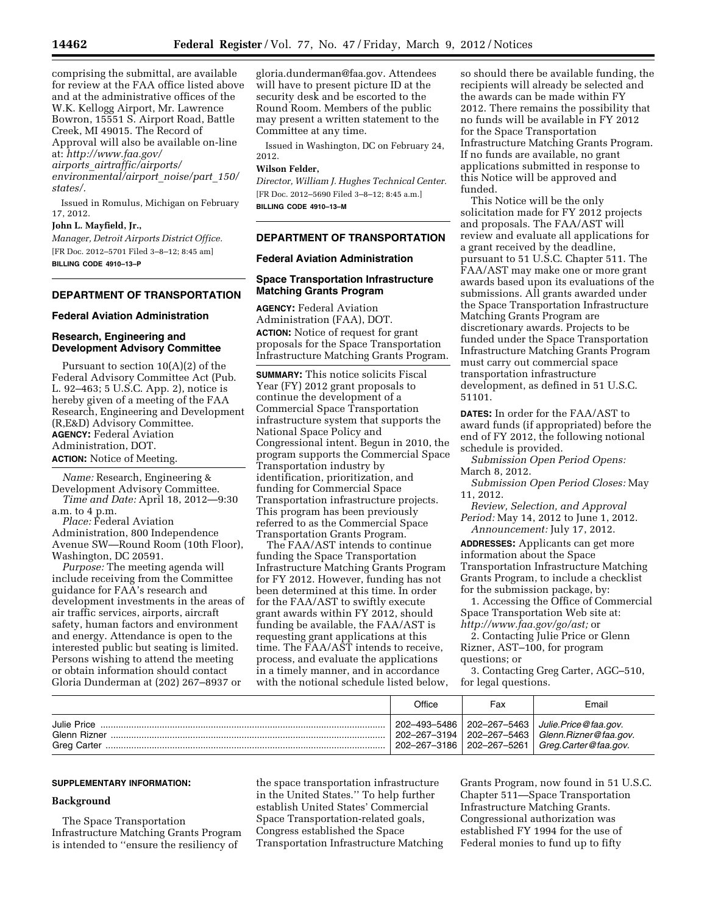comprising the submittal, are available for review at the FAA office listed above and at the administrative offices of the W.K. Kellogg Airport, Mr. Lawrence Bowron, 15551 S. Airport Road, Battle Creek, MI 49015. The Record of Approval will also be available on-line at: *http://www.faa.gov/airports_airtraffic/airports/environmental/airport_noise/part_150/states/.*

Issued in Romulus, Michigan on February 17, 2012.

**John L. Mayfield, Jr.,**

*Manager, Detroit Airports District Office.*

[FR Doc. 2012–5701 Filed 3–8–12; 8:45 am]

**BILLING CODE 4910–13–P**

## DEPARTMENT OF TRANSPORTATION

### Federal Aviation Administration

### Research, Engineering and Development Advisory Committee

Pursuant to section 10(A)(2) of the Federal Advisory Committee Act (Pub. L. 92–463; 5 U.S.C. App. 2), notice is hereby given of a meeting of the FAA Research, Engineering and Development (R,E&D) Advisory Committee.

**AGENCY:** Federal Aviation Administration, DOT.

**ACTION:** Notice of Meeting.

*Name:* Research, Engineering & Development Advisory Committee.

*Time and Date:* April 18, 2012—9:30 a.m. to 4 p.m.

*Place:* Federal Aviation Administration, 800 Independence Avenue SW—Round Room (10th Floor), Washington, DC 20591.

*Purpose:* The meeting agenda will include receiving from the Committee guidance for FAA's research and development investments in the areas of air traffic services, airports, aircraft safety, human factors and environment and energy. Attendance is open to the interested public but seating is limited. Persons wishing to attend the meeting or obtain information should contact Gloria Dunderman at (202) 267–8937 or gloria.dunderman@faa.gov. Attendees will have to present picture ID at the security desk and be escorted to the Round Room. Members of the public may present a written statement to the Committee at any time.

Issued in Washington, DC on February 24, 2012.

**Wilson Felder,**

*Director, William J. Hughes Technical Center.*

[FR Doc. 2012–5690 Filed 3–8–12; 8:45 a.m.]

**BILLING CODE 4910–13–M**

## DEPARTMENT OF TRANSPORTATION

### Federal Aviation Administration

### Space Transportation Infrastructure Matching Grants Program

**AGENCY:** Federal Aviation Administration (FAA), DOT.

**ACTION:** Notice of request for grant proposals for the Space Transportation Infrastructure Matching Grants Program.

**SUMMARY:** This notice solicits Fiscal Year (FY) 2012 grant proposals to continue the development of a Commercial Space Transportation infrastructure system that supports the National Space Policy and Congressional intent. Begun in 2010, the program supports the Commercial Space Transportation industry by identification, prioritization, and funding for Commercial Space Transportation infrastructure projects. This program has been previously referred to as the Commercial Space Transportation Grants Program.

The FAA/AST intends to continue funding the Space Transportation Infrastructure Matching Grants Program for FY 2012. However, funding has not been determined at this time. In order for the FAA/AST to swiftly execute grant awards within FY 2012, should funding be available, the FAA/AST is requesting grant applications at this time. The FAA/AST intends to receive, process, and evaluate the applications in a timely manner, and in accordance with the notional schedule listed below, so should there be available funding, the recipients will already be selected and the awards can be made within FY 2012. There remains the possibility that no funds will be available in FY 2012 for the Space Transportation Infrastructure Matching Grants Program. If no funds are available, no grant applications submitted in response to this Notice will be approved and funded.

This Notice will be the only solicitation made for FY 2012 projects and proposals. The FAA/AST will review and evaluate all applications for a grant received by the deadline, pursuant to 51 U.S.C. Chapter 511. The FAA/AST may make one or more grant awards based upon its evaluations of the submissions. All grants awarded under the Space Transportation Infrastructure Matching Grants Program are discretionary awards. Projects to be funded under the Space Transportation Infrastructure Matching Grants Program must carry out commercial space transportation infrastructure development, as defined in 51 U.S.C. 51101.

**DATES:** In order for the FAA/AST to award funds (if appropriated) before the end of FY 2012, the following notional schedule is provided.

*Submission Open Period Opens:* March 8, 2012.

*Submission Open Period Closes:* May 11, 2012.

*Review, Selection, and Approval Period:* May 14, 2012 to June 1, 2012.

*Announcement:* July 17, 2012.

**ADDRESSES:** Applicants can get more information about the Space Transportation Infrastructure Matching Grants Program, to include a checklist for the submission package, by:

1. Accessing the Office of Commercial Space Transportation Web site at: *http://www.faa.gov/go/ast;* or
2. Contacting Julie Price or Glenn Rizner, AST–100, for program questions; or
3. Contacting Greg Carter, AGC–510, for legal questions.

| | Office | Fax | Email |
|---|---|---|---|
| Julie Price | 202–493–5486 | 202–267–5463 | *Julie.Price@faa.gov.* |
| Glenn Rizner | 202–267–3194 | 202–267–5463 | *Glenn.Rizner@faa.gov.* |
| Greg Carter | 202–267–3186 | 202–267–5261 | *Greg.Carter@faa.gov.* |

**SUPPLEMENTARY INFORMATION:**

### Background

The Space Transportation Infrastructure Matching Grants Program is intended to ''ensure the resiliency of the space transportation infrastructure in the United States.'' To help further establish United States' Commercial Space Transportation-related goals, Congress established the Space Transportation Infrastructure Matching Grants Program, now found in 51 U.S.C. Chapter 511—Space Transportation Infrastructure Matching Grants. Congressional authorization was established FY 1994 for the use of Federal monies to fund up to fifty